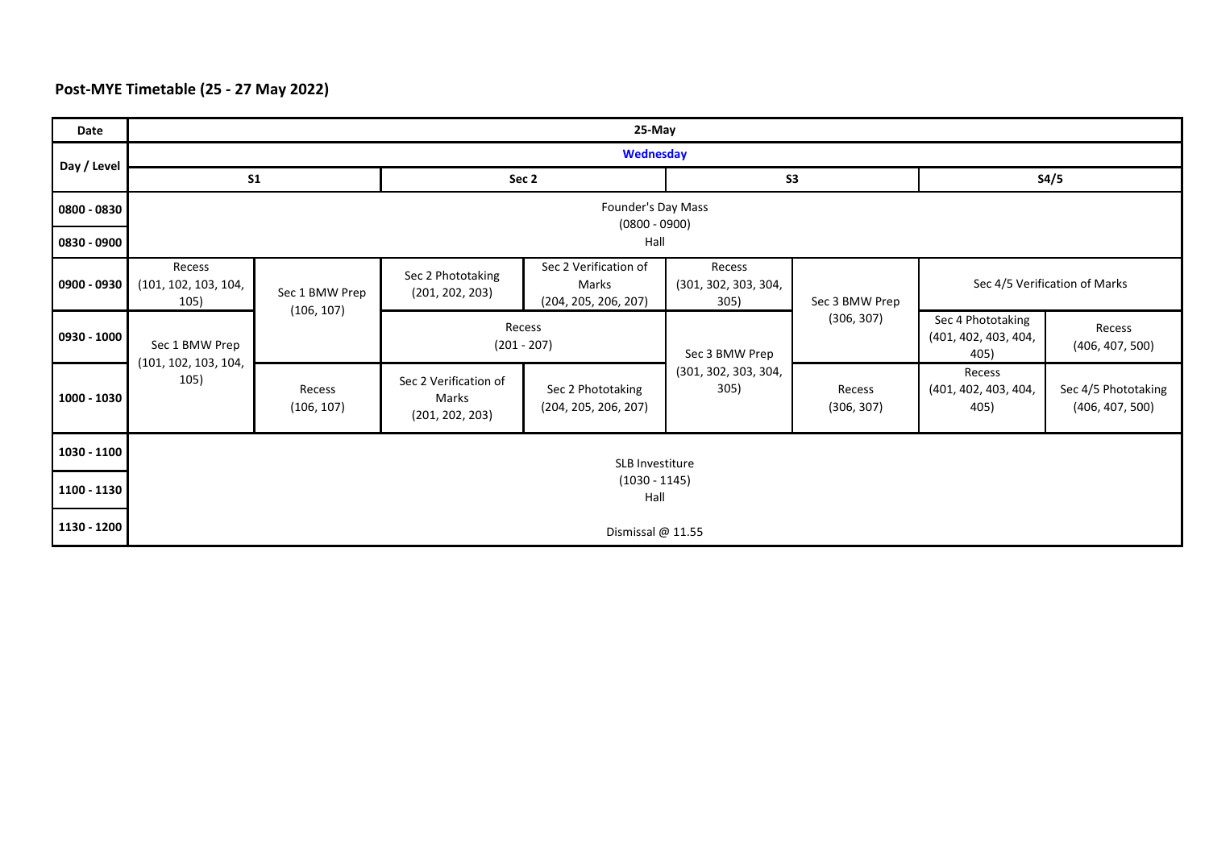**Post-MYE Timetable (25 - 27 May 2022)**

| Date | 25-May | | | | | | | |
|---|---|---|---|---|---|---|---|---|
| Day / Level | Wednesday | | | | | | | |
| | S1 | | Sec 2 | | S3 | | S4/5 | |
| 0800 - 0830 | Founder's Day Mass (0800 - 0900) Hall | | | | | | | |
| 0830 - 0900 | | | | | | | | |
| 0900 - 0930 | Recess (101, 102, 103, 104, 105) | Sec 1 BMW Prep (106, 107) | Sec 2 Phototaking (201, 202, 203) | Sec 2 Verification of Marks (204, 205, 206, 207) | Recess (301, 302, 303, 304, 305) | Sec 3 BMW Prep (306, 307) | Sec 4/5 Verification of Marks | |
| 0930 - 1000 | Sec 1 BMW Prep (101, 102, 103, 104, 105) | | Recess (201 - 207) | | Sec 3 BMW Prep (301, 302, 303, 304, 305) | | Sec 4 Phototaking (401, 402, 403, 404, 405) | Recess (406, 407, 500) |
| 1000 - 1030 | | Recess (106, 107) | Sec 2 Verification of Marks (201, 202, 203) | Sec 2 Phototaking (204, 205, 206, 207) | | Recess (306, 307) | Recess (401, 402, 403, 404, 405) | Sec 4/5 Phototaking (406, 407, 500) |
| 1030 - 1100 | SLB Investiture (1030 - 1145) Hall | | | | | | | |
| 1100 - 1130 | | | | | | | | |
| 1130 - 1200 | Dismissal @ 11.55 | | | | | | | |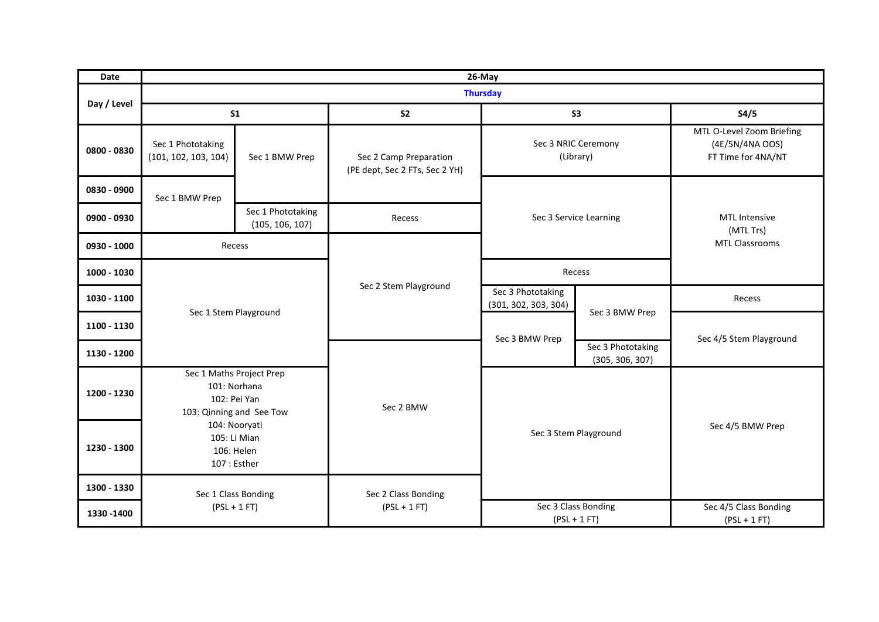| Date | 26-May | | | | | | |
|---|---|---|---|---|---|---|---|
| Day / Level | Thursday | | | | | | |
| | S1 | | S2 | S3 | | S4/5 | |
| 0800 - 0830 | Sec 1 Phototaking (101, 102, 103, 104) | Sec 1 BMW Prep | Sec 2 Camp Preparation (PE dept, Sec 2 FTs, Sec 2 YH) | Sec 3 NRIC Ceremony (Library) | | MTL O-Level Zoom Briefing (4E/5N/4NA OOS) FT Time for 4NA/NT | |
| 0830 - 0900 | Sec 1 BMW Prep | Sec 1 BMW Prep | Sec 2 Camp Preparation (PE dept, Sec 2 FTs, Sec 2 YH) | Sec 3 Service Learning | | MTL Intensive (MTL Trs) MTL Classrooms | |
| 0900 - 0930 | Sec 1 BMW Prep | Sec 1 Phototaking (105, 106, 107) | Recess | Sec 3 Service Learning | | MTL Intensive (MTL Trs) MTL Classrooms | |
| 0930 - 1000 | Recess | | Sec 2 Stem Playground | Sec 3 Service Learning | | MTL Intensive (MTL Trs) MTL Classrooms | |
| 1000 - 1030 | Sec 1 Stem Playground | | Sec 2 Stem Playground | Recess | | MTL Intensive (MTL Trs) MTL Classrooms | |
| 1030 - 1100 | Sec 1 Stem Playground | | Sec 2 Stem Playground | Sec 3 Phototaking (301, 302, 303, 304) | Sec 3 BMW Prep | Recess | |
| 1100 - 1130 | Sec 1 Stem Playground | | Sec 2 Stem Playground | Sec 3 BMW Prep | Sec 3 BMW Prep | Sec 4/5 Stem Playground | |
| 1130 - 1200 | Sec 1 Stem Playground | | Sec 2 BMW | Sec 3 BMW Prep | Sec 3 Phototaking (305, 306, 307) | Sec 4/5 Stem Playground | |
| 1200 - 1230 | Sec 1 Maths Project Prep 101: Norhana 102: Pei Yan 103: Qinning and See Tow 104: Nooryati 105: Li Mian 106: Helen 107 : Esther | | Sec 2 BMW | Sec 3 Stem Playground | | Sec 4/5 BMW Prep | |
| 1230 - 1300 | Sec 1 Maths Project Prep | | Sec 2 BMW | Sec 3 Stem Playground | | Sec 4/5 BMW Prep | |
| 1300 - 1330 | Sec 1 Class Bonding (PSL + 1 FT) | | Sec 2 Class Bonding (PSL + 1 FT) | Sec 3 Stem Playground | | Sec 4/5 BMW Prep | |
| 1330 -1400 | Sec 1 Class Bonding (PSL + 1 FT) | | Sec 2 Class Bonding (PSL + 1 FT) | Sec 3 Class Bonding (PSL + 1 FT) | | Sec 4/5 Class Bonding (PSL + 1 FT) | |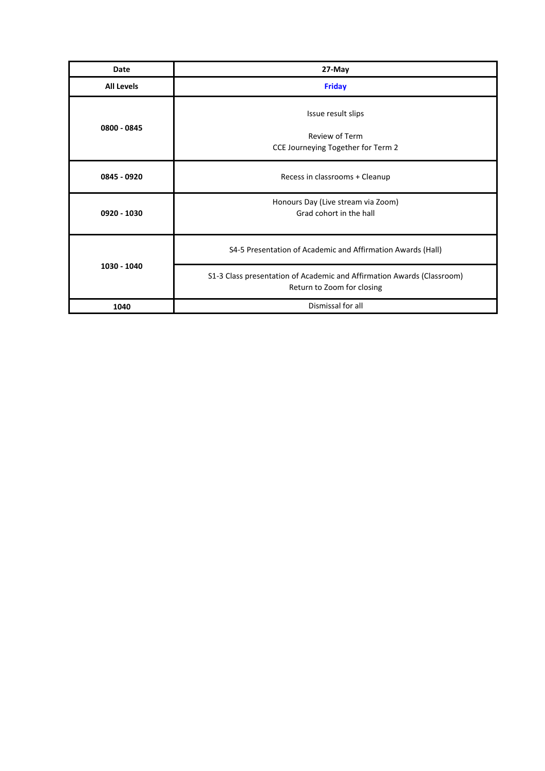| Date | 27-May |
|---|---|
| **All Levels** | **Friday** |
| **0800 - 0845** | Issue result slips<br><br>Review of Term<br>CCE Journeying Together for Term 2 |
| **0845 - 0920** | Recess in classrooms + Cleanup |
| **0920 - 1030** | Honours Day (Live stream via Zoom)<br>Grad cohort in the hall |
| **1030 - 1040** | S4-5 Presentation of Academic and Affirmation Awards (Hall) |
| | S1-3 Class presentation of Academic and Affirmation Awards (Classroom)<br>Return to Zoom for closing |
| **1040** | Dismissal for all |